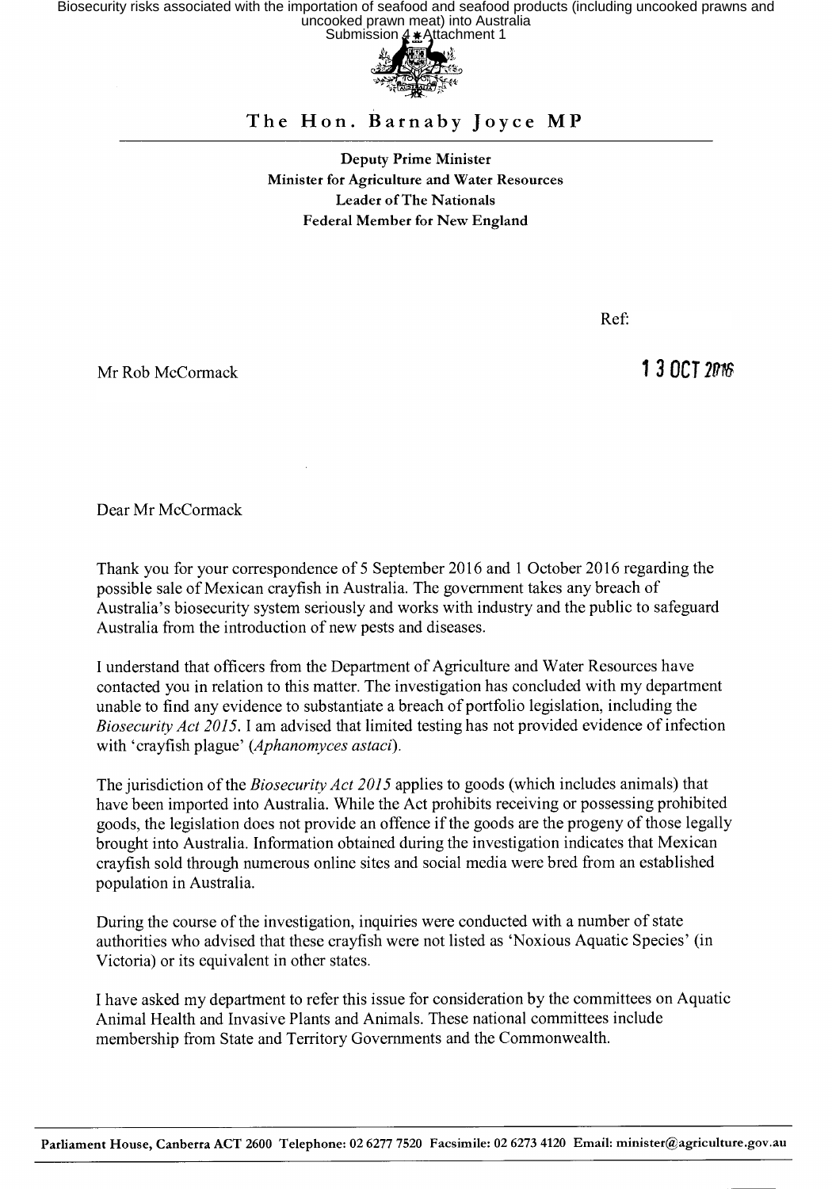Biosecurity risks associated with the importation of seafood and seafood products (including uncooked prawns and uncooked prawn meat) into Australia
Submission 4 - Attachment 1

# The Hon. Barnaby Joyce MP

**Deputy Prime Minister**
**Minister for Agriculture and Water Resources**
**Leader of The Nationals**
**Federal Member for New England**

Ref:

Mr Rob McCormack

13 OCT 2016

Dear Mr McCormack

Thank you for your correspondence of 5 September 2016 and 1 October 2016 regarding the possible sale of Mexican crayfish in Australia. The government takes any breach of Australia's biosecurity system seriously and works with industry and the public to safeguard Australia from the introduction of new pests and diseases.

I understand that officers from the Department of Agriculture and Water Resources have contacted you in relation to this matter. The investigation has concluded with my department unable to find any evidence to substantiate a breach of portfolio legislation, including the *Biosecurity Act 2015*. I am advised that limited testing has not provided evidence of infection with 'crayfish plague' (*Aphanomyces astaci*).

The jurisdiction of the *Biosecurity Act 2015* applies to goods (which includes animals) that have been imported into Australia. While the Act prohibits receiving or possessing prohibited goods, the legislation does not provide an offence if the goods are the progeny of those legally brought into Australia. Information obtained during the investigation indicates that Mexican crayfish sold through numerous online sites and social media were bred from an established population in Australia.

During the course of the investigation, inquiries were conducted with a number of state authorities who advised that these crayfish were not listed as 'Noxious Aquatic Species' (in Victoria) or its equivalent in other states.

I have asked my department to refer this issue for consideration by the committees on Aquatic Animal Health and Invasive Plants and Animals. These national committees include membership from State and Territory Governments and the Commonwealth.

**Parliament House, Canberra ACT 2600 Telephone: 02 6277 7520 Facsimile: 02 6273 4120 Email: minister@agriculture.gov.au**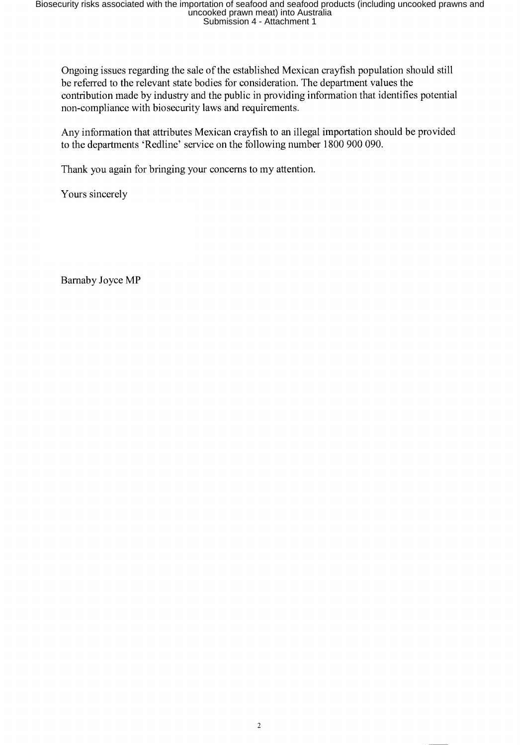Ongoing issues regarding the sale of the established Mexican crayfish population should still be referred to the relevant state bodies for consideration. The department values the contribution made by industry and the public in providing information that identifies potential non-compliance with biosecurity laws and requirements.

Any information that attributes Mexican crayfish to an illegal importation should be provided to the departments 'Redline' service on the following number 1800 900 090.

Thank you again for bringing your concerns to my attention.

Yours sincerely

Barnaby Joyce MP